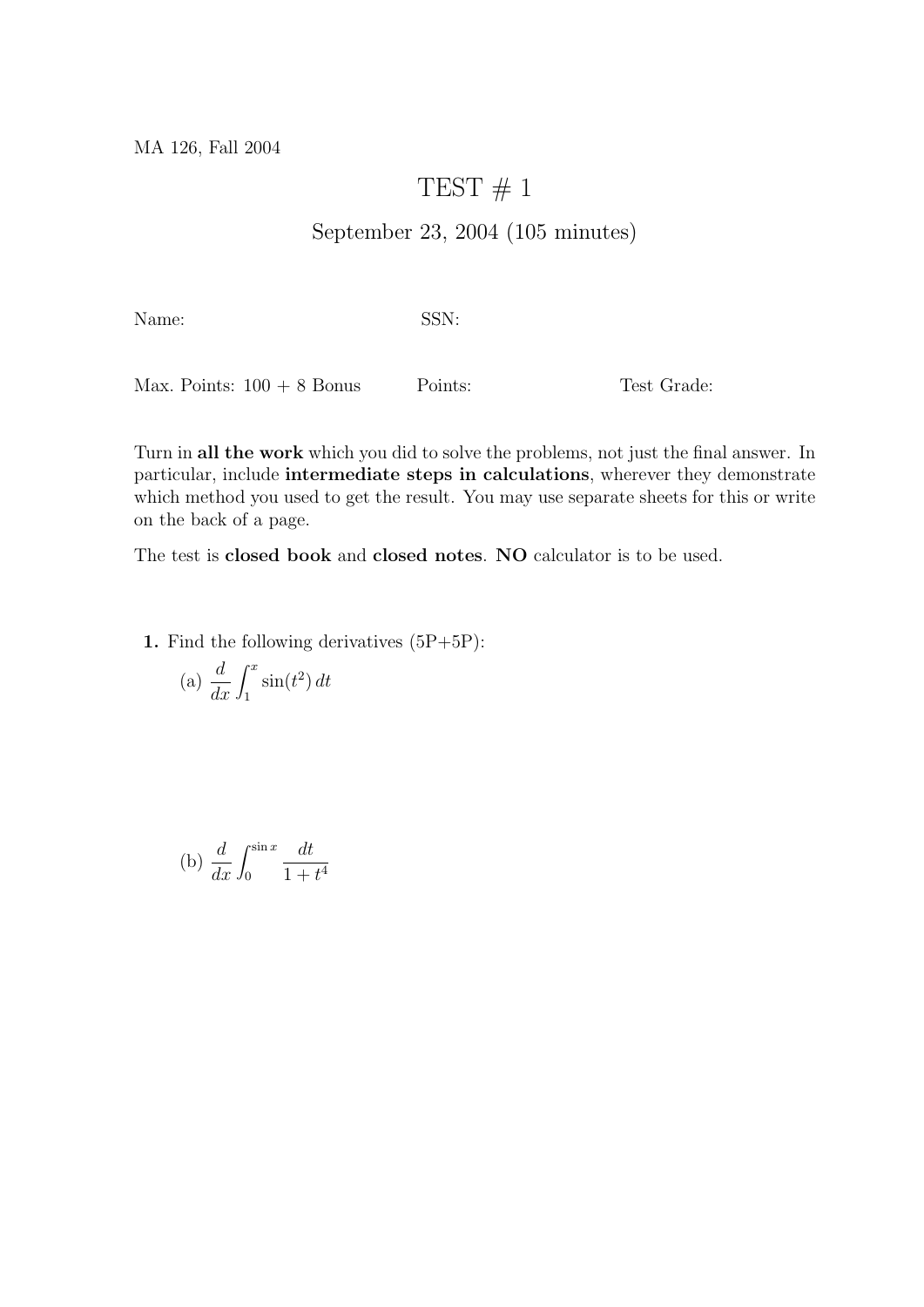MA 126, Fall 2004

# TEST # 1

## September 23, 2004 (105 minutes)

Name: SSN:

Max. Points: 100 + 8 Bonus Points: Test Grade:

Turn in **all the work** which you did to solve the problems, not just the final answer. In particular, include **intermediate steps in calculations**, wherever they demonstrate which method you used to get the result. You may use separate sheets for this or write on the back of a page.

The test is **closed book** and **closed notes**. **NO** calculator is to be used.

**1.** Find the following derivatives (5P+5P):

(a) $\dfrac{d}{dx}\displaystyle\int_1^x \sin(t^2)\,dt$

(b) $\dfrac{d}{dx}\displaystyle\int_0^{\sin x} \frac{dt}{1+t^4}$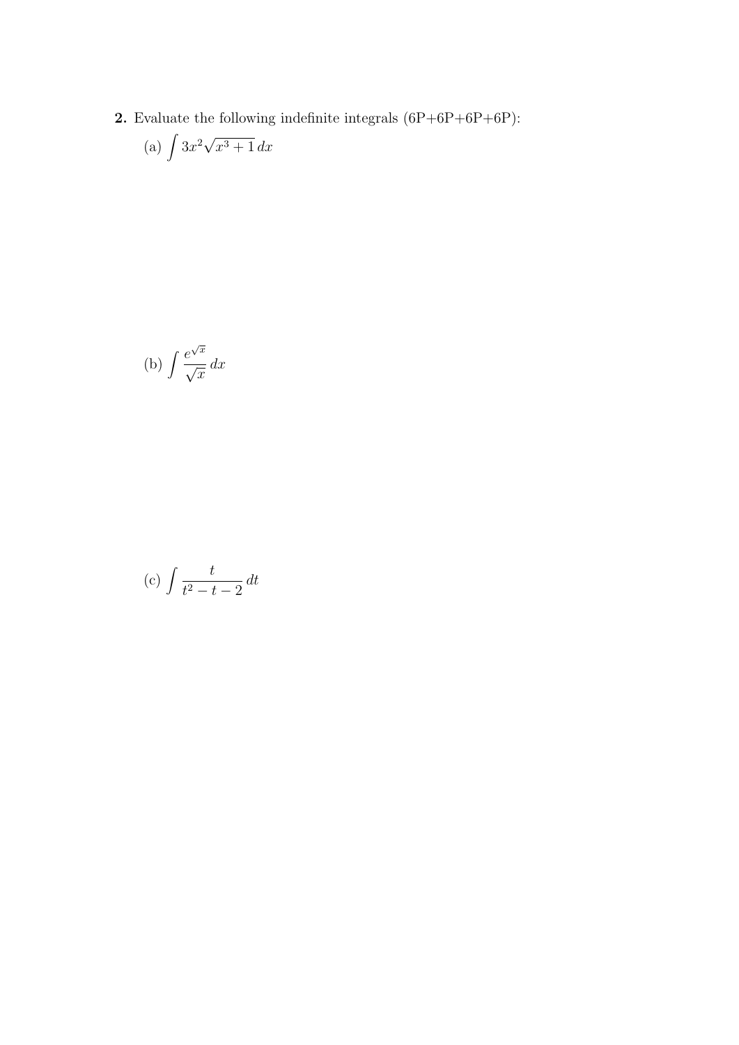**2.** Evaluate the following indefinite integrals (6P+6P+6P+6P):

(a) $\displaystyle\int 3x^2\sqrt{x^3+1}\,dx$

(b) $\displaystyle\int \frac{e^{\sqrt{x}}}{\sqrt{x}}\,dx$

(c) $\displaystyle\int \frac{t}{t^2-t-2}\,dt$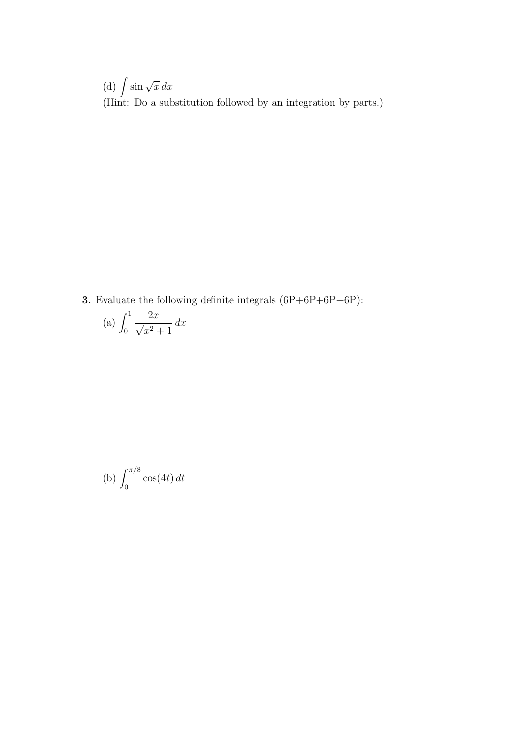(d) $\int \sin \sqrt{x}\, dx$

(Hint: Do a substitution followed by an integration by parts.)

**3.** Evaluate the following definite integrals (6P+6P+6P+6P):

(a) $\int_0^1 \frac{2x}{\sqrt{x^2+1}}\, dx$

(b) $\int_0^{\pi/8} \cos(4t)\, dt$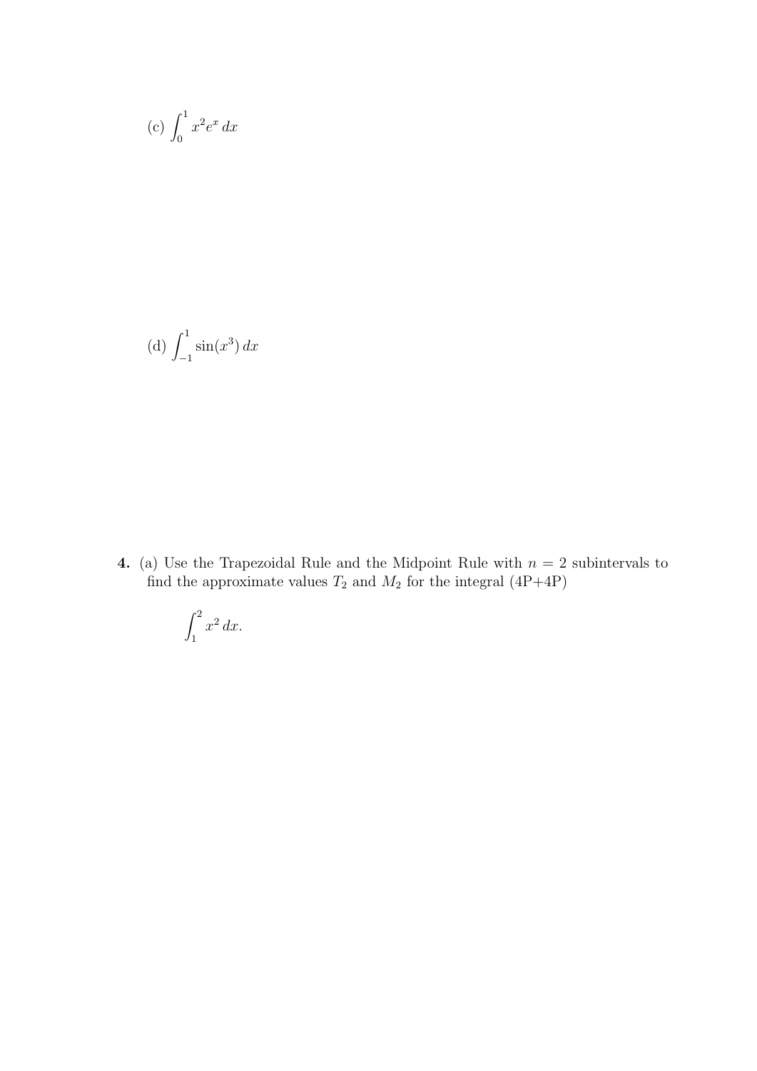(c) $\int_0^1 x^2 e^x \, dx$

(d) $\int_{-1}^1 \sin(x^3) \, dx$

**4.** (a) Use the Trapezoidal Rule and the Midpoint Rule with $n = 2$ subintervals to find the approximate values $T_2$ and $M_2$ for the integral (4P+4P)

$$\int_1^2 x^2 \, dx.$$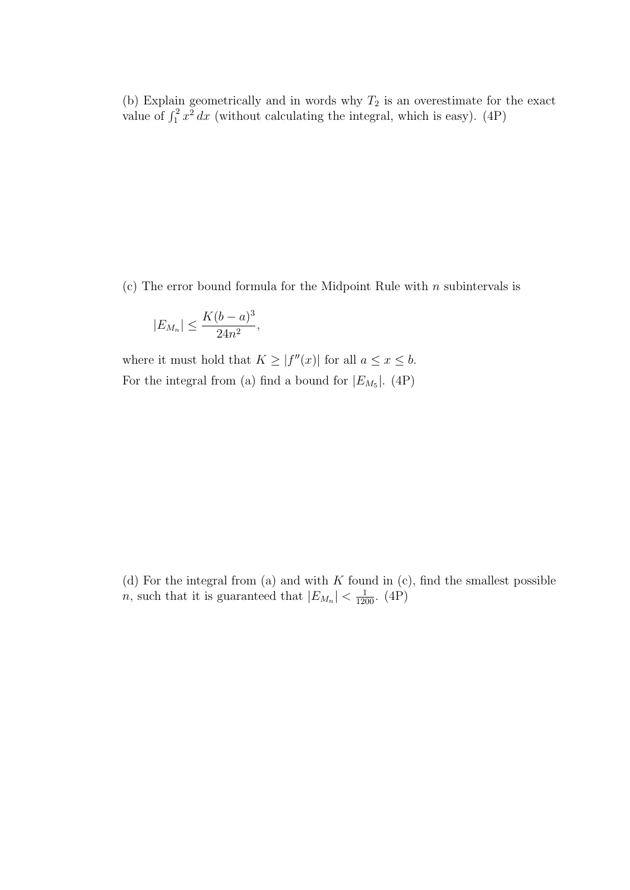(b) Explain geometrically and in words why $T_2$ is an overestimate for the exact value of $\int_1^2 x^2\,dx$ (without calculating the integral, which is easy). (4P)

(c) The error bound formula for the Midpoint Rule with $n$ subintervals is

$$|E_{M_n}| \leq \frac{K(b-a)^3}{24n^2},$$

where it must hold that $K \geq |f''(x)|$ for all $a \leq x \leq b$.

For the integral from (a) find a bound for $|E_{M_5}|$. (4P)

(d) For the integral from (a) and with $K$ found in (c), find the smallest possible $n$, such that it is guaranteed that $|E_{M_n}| < \frac{1}{1200}$. (4P)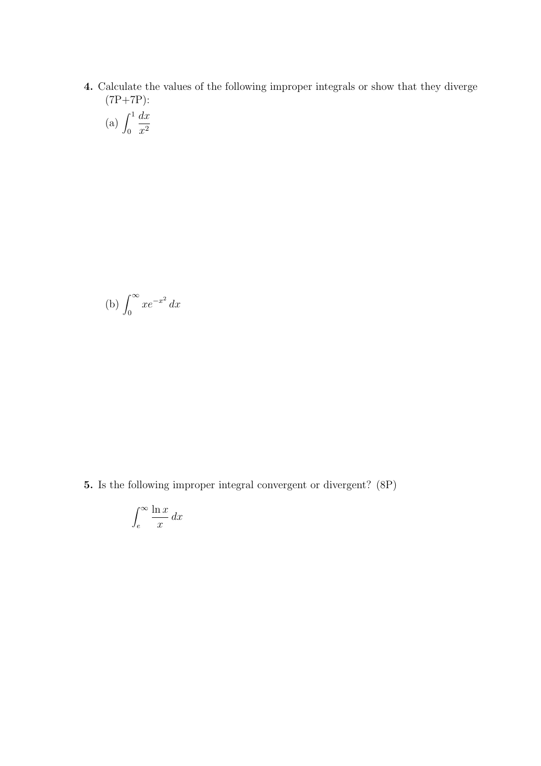**4.** Calculate the values of the following improper integrals or show that they diverge (7P+7P):

(a) $\displaystyle\int_0^1 \frac{dx}{x^2}$

(b) $\displaystyle\int_0^\infty x e^{-x^2}\, dx$

**5.** Is the following improper integral convergent or divergent? (8P)

$$\int_e^\infty \frac{\ln x}{x}\, dx$$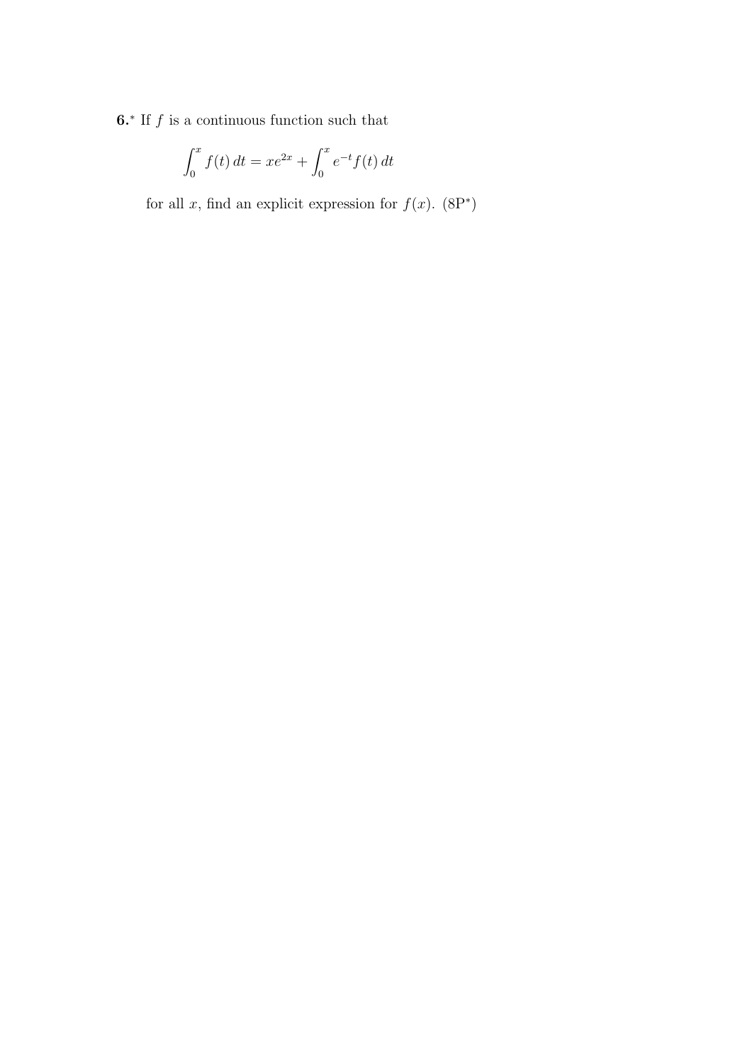**6.*** If $f$ is a continuous function such that

$$\int_0^x f(t)\,dt = xe^{2x} + \int_0^x e^{-t} f(t)\,dt$$

for all $x$, find an explicit expression for $f(x)$. (8P*)